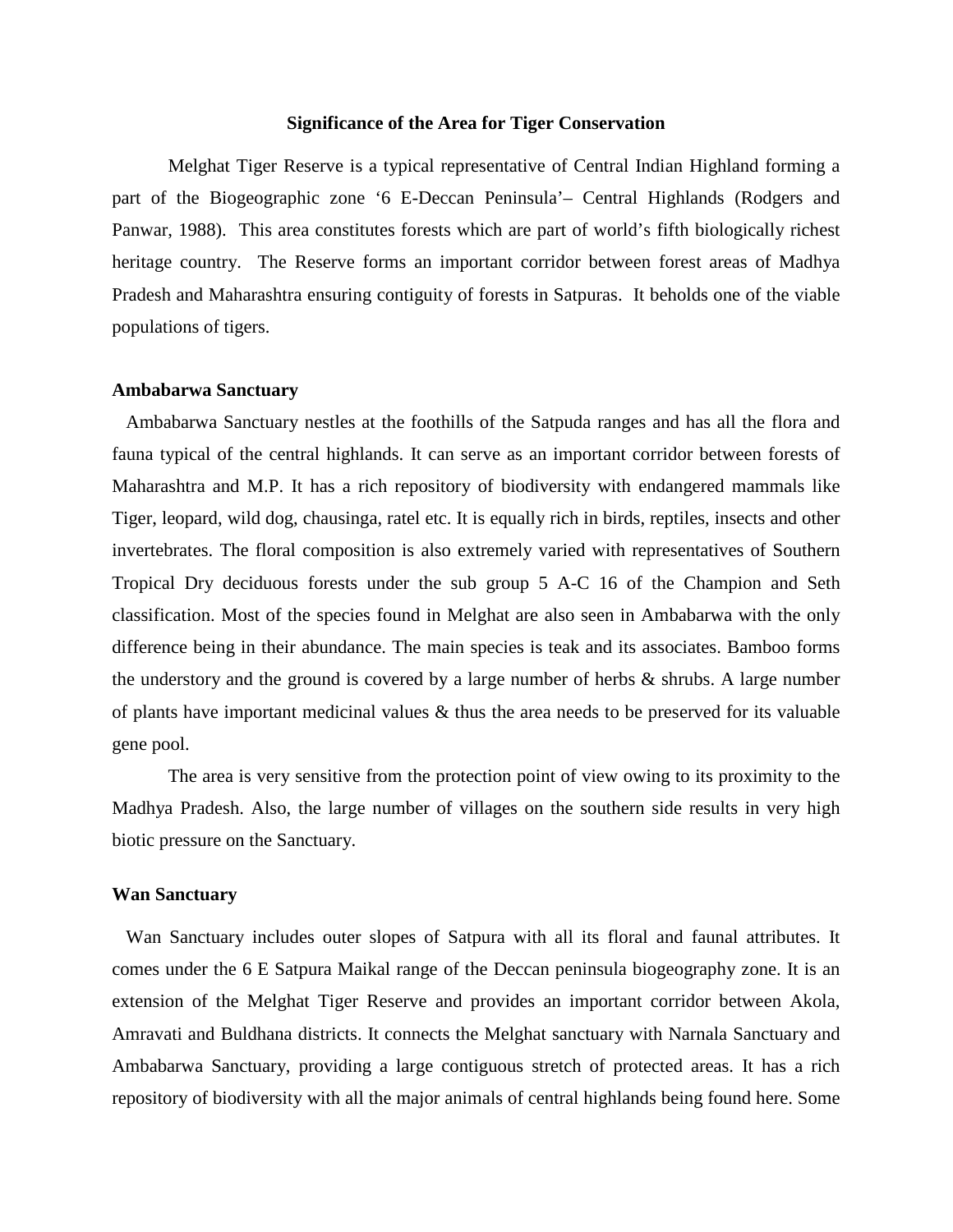## Significance of the Area for Tiger Conservation

Melghat Tiger Reserve is a typical representative of Central Indian Highland forming a part of the Biogeographic zone '6 E-Deccan Peninsula'– Central Highlands (Rodgers and Panwar, 1988). This area constitutes forests which are part of world's fifth biologically richest heritage country. The Reserve forms an important corridor between forest areas of Madhya Pradesh and Maharashtra ensuring contiguity of forests in Satpuras. It beholds one of the viable populations of tigers.

### Ambabarwa Sanctuary

Ambabarwa Sanctuary nestles at the foothills of the Satpuda ranges and has all the flora and fauna typical of the central highlands. It can serve as an important corridor between forests of Maharashtra and M.P. It has a rich repository of biodiversity with endangered mammals like Tiger, leopard, wild dog, chausinga, ratel etc. It is equally rich in birds, reptiles, insects and other invertebrates. The floral composition is also extremely varied with representatives of Southern Tropical Dry deciduous forests under the sub group 5 A-C 16 of the Champion and Seth classification. Most of the species found in Melghat are also seen in Ambabarwa with the only difference being in their abundance. The main species is teak and its associates. Bamboo forms the understory and the ground is covered by a large number of herbs & shrubs. A large number of plants have important medicinal values & thus the area needs to be preserved for its valuable gene pool.

The area is very sensitive from the protection point of view owing to its proximity to the Madhya Pradesh. Also, the large number of villages on the southern side results in very high biotic pressure on the Sanctuary.

### Wan Sanctuary

Wan Sanctuary includes outer slopes of Satpura with all its floral and faunal attributes. It comes under the 6 E Satpura Maikal range of the Deccan peninsula biogeography zone. It is an extension of the Melghat Tiger Reserve and provides an important corridor between Akola, Amravati and Buldhana districts. It connects the Melghat sanctuary with Narnala Sanctuary and Ambabarwa Sanctuary, providing a large contiguous stretch of protected areas. It has a rich repository of biodiversity with all the major animals of central highlands being found here. Some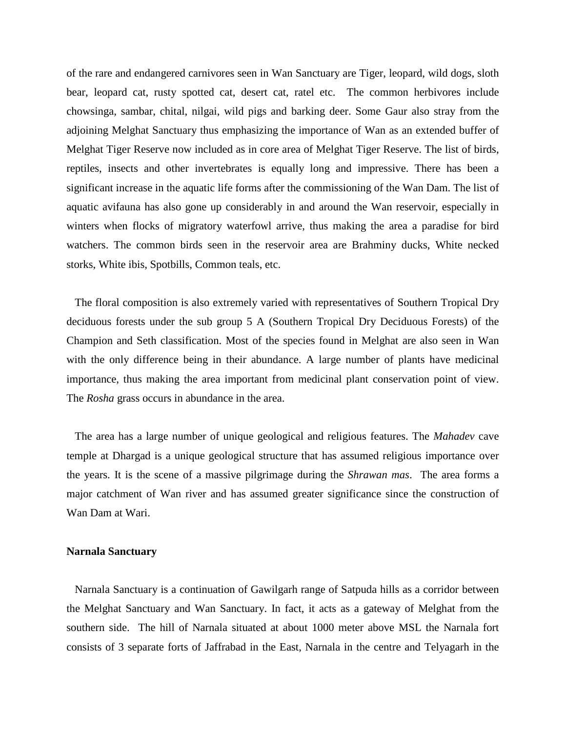of the rare and endangered carnivores seen in Wan Sanctuary are Tiger, leopard, wild dogs, sloth bear, leopard cat, rusty spotted cat, desert cat, ratel etc. The common herbivores include chowsinga, sambar, chital, nilgai, wild pigs and barking deer. Some Gaur also stray from the adjoining Melghat Sanctuary thus emphasizing the importance of Wan as an extended buffer of Melghat Tiger Reserve now included as in core area of Melghat Tiger Reserve. The list of birds, reptiles, insects and other invertebrates is equally long and impressive. There has been a significant increase in the aquatic life forms after the commissioning of the Wan Dam. The list of aquatic avifauna has also gone up considerably in and around the Wan reservoir, especially in winters when flocks of migratory waterfowl arrive, thus making the area a paradise for bird watchers. The common birds seen in the reservoir area are Brahminy ducks, White necked storks, White ibis, Spotbills, Common teals, etc.

The floral composition is also extremely varied with representatives of Southern Tropical Dry deciduous forests under the sub group 5 A (Southern Tropical Dry Deciduous Forests) of the Champion and Seth classification. Most of the species found in Melghat are also seen in Wan with the only difference being in their abundance. A large number of plants have medicinal importance, thus making the area important from medicinal plant conservation point of view. The *Rosha* grass occurs in abundance in the area.

The area has a large number of unique geological and religious features. The *Mahadev* cave temple at Dhargad is a unique geological structure that has assumed religious importance over the years. It is the scene of a massive pilgrimage during the *Shrawan mas*. The area forms a major catchment of Wan river and has assumed greater significance since the construction of Wan Dam at Wari.

**Narnala Sanctuary**

Narnala Sanctuary is a continuation of Gawilgarh range of Satpuda hills as a corridor between the Melghat Sanctuary and Wan Sanctuary. In fact, it acts as a gateway of Melghat from the southern side. The hill of Narnala situated at about 1000 meter above MSL the Narnala fort consists of 3 separate forts of Jaffrabad in the East, Narnala in the centre and Telyagarh in the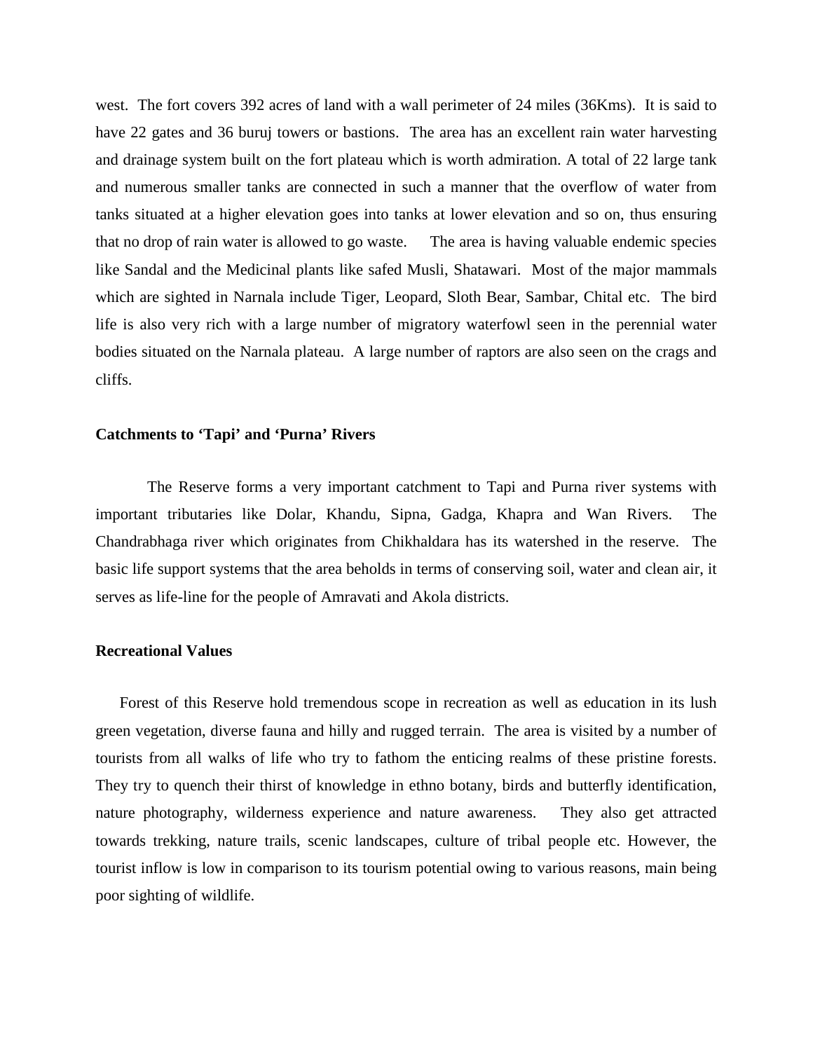west. The fort covers 392 acres of land with a wall perimeter of 24 miles (36Kms). It is said to have 22 gates and 36 buruj towers or bastions. The area has an excellent rain water harvesting and drainage system built on the fort plateau which is worth admiration. A total of 22 large tank and numerous smaller tanks are connected in such a manner that the overflow of water from tanks situated at a higher elevation goes into tanks at lower elevation and so on, thus ensuring that no drop of rain water is allowed to go waste. The area is having valuable endemic species like Sandal and the Medicinal plants like safed Musli, Shatawari. Most of the major mammals which are sighted in Narnala include Tiger, Leopard, Sloth Bear, Sambar, Chital etc. The bird life is also very rich with a large number of migratory waterfowl seen in the perennial water bodies situated on the Narnala plateau. A large number of raptors are also seen on the crags and cliffs.

**Catchments to 'Tapi' and 'Purna' Rivers**

The Reserve forms a very important catchment to Tapi and Purna river systems with important tributaries like Dolar, Khandu, Sipna, Gadga, Khapra and Wan Rivers. The Chandrabhaga river which originates from Chikhaldara has its watershed in the reserve. The basic life support systems that the area beholds in terms of conserving soil, water and clean air, it serves as life-line for the people of Amravati and Akola districts.

**Recreational Values**

Forest of this Reserve hold tremendous scope in recreation as well as education in its lush green vegetation, diverse fauna and hilly and rugged terrain. The area is visited by a number of tourists from all walks of life who try to fathom the enticing realms of these pristine forests. They try to quench their thirst of knowledge in ethno botany, birds and butterfly identification, nature photography, wilderness experience and nature awareness. They also get attracted towards trekking, nature trails, scenic landscapes, culture of tribal people etc. However, the tourist inflow is low in comparison to its tourism potential owing to various reasons, main being poor sighting of wildlife.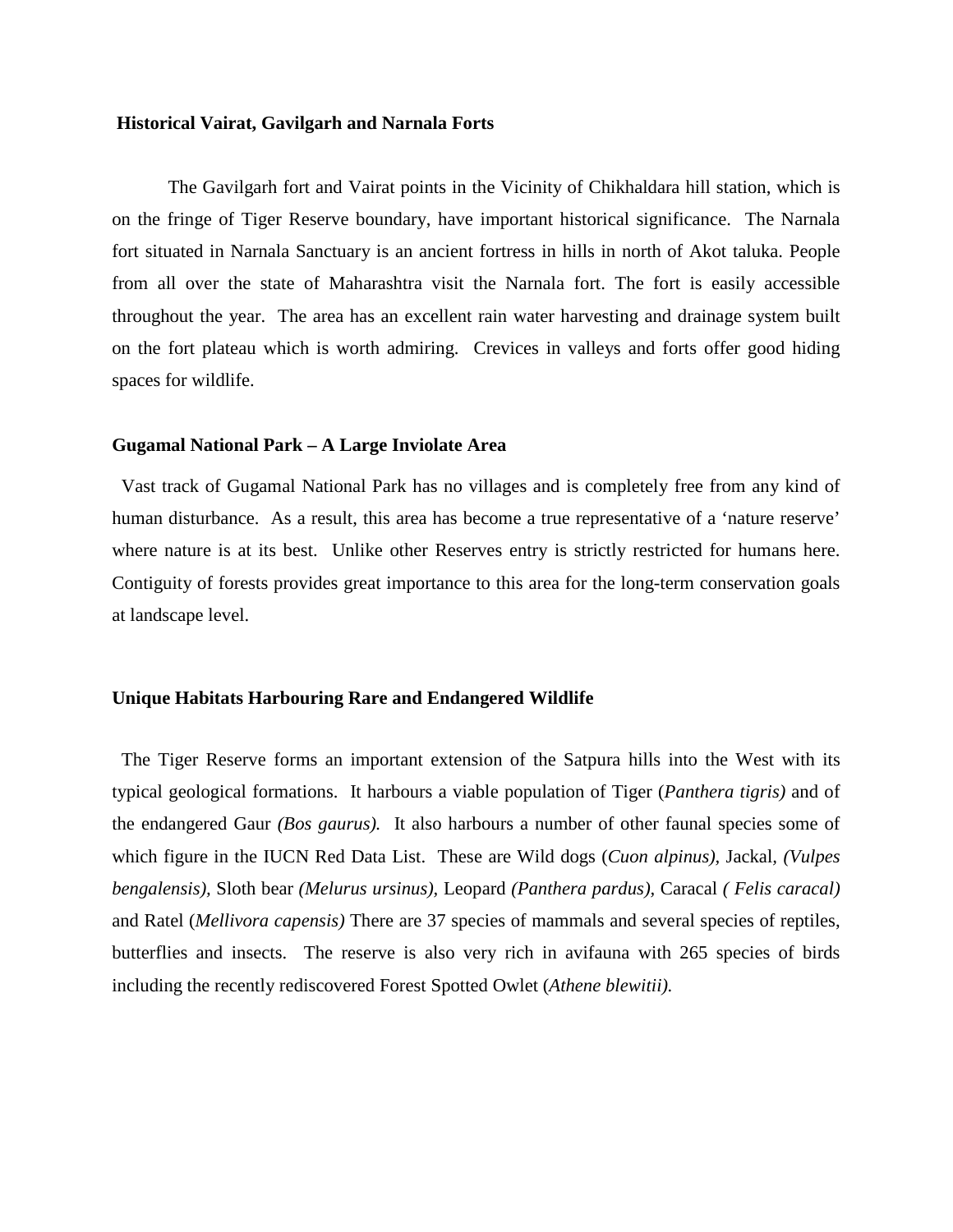**Historical Vairat, Gavilgarh and Narnala Forts**

The Gavilgarh fort and Vairat points in the Vicinity of Chikhaldara hill station, which is on the fringe of Tiger Reserve boundary, have important historical significance. The Narnala fort situated in Narnala Sanctuary is an ancient fortress in hills in north of Akot taluka. People from all over the state of Maharashtra visit the Narnala fort. The fort is easily accessible throughout the year. The area has an excellent rain water harvesting and drainage system built on the fort plateau which is worth admiring. Crevices in valleys and forts offer good hiding spaces for wildlife.

**Gugamal National Park – A Large Inviolate Area**

Vast track of Gugamal National Park has no villages and is completely free from any kind of human disturbance. As a result, this area has become a true representative of a 'nature reserve' where nature is at its best. Unlike other Reserves entry is strictly restricted for humans here. Contiguity of forests provides great importance to this area for the long-term conservation goals at landscape level.

**Unique Habitats Harbouring Rare and Endangered Wildlife**

The Tiger Reserve forms an important extension of the Satpura hills into the West with its typical geological formations. It harbours a viable population of Tiger (*Panthera tigris)* and of the endangered Gaur *(Bos gaurus).* It also harbours a number of other faunal species some of which figure in the IUCN Red Data List. These are Wild dogs (*Cuon alpinus),* Jackal, *(Vulpes bengalensis),* Sloth bear *(Melurus ursinus),* Leopard *(Panthera pardus),* Caracal *( Felis caracal)* and Ratel (*Mellivora capensis)* There are 37 species of mammals and several species of reptiles, butterflies and insects. The reserve is also very rich in avifauna with 265 species of birds including the recently rediscovered Forest Spotted Owlet (*Athene blewitii).*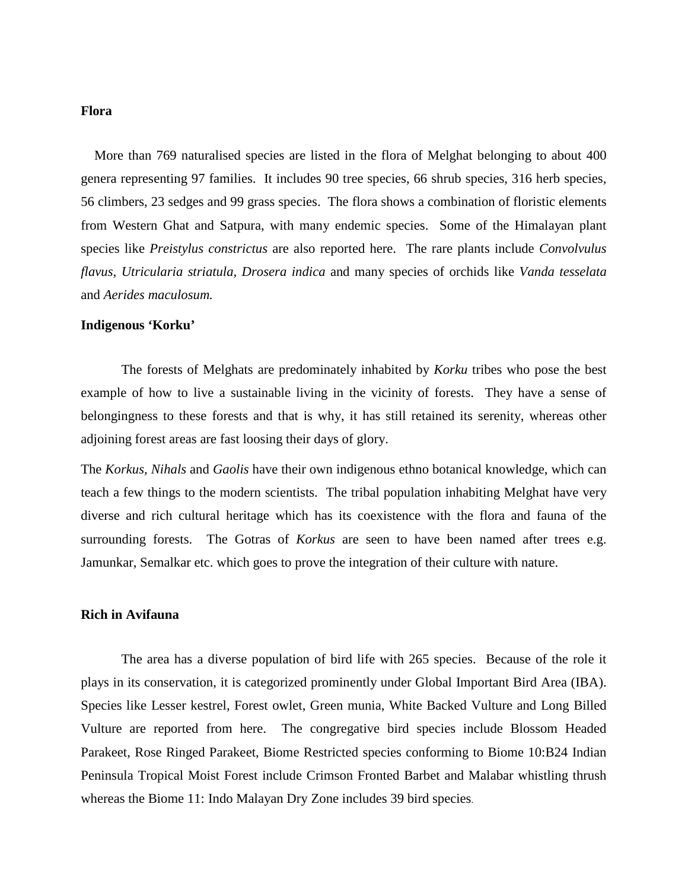**Flora**

More than 769 naturalised species are listed in the flora of Melghat belonging to about 400 genera representing 97 families. It includes 90 tree species, 66 shrub species, 316 herb species, 56 climbers, 23 sedges and 99 grass species. The flora shows a combination of floristic elements from Western Ghat and Satpura, with many endemic species. Some of the Himalayan plant species like *Preistylus constrictus* are also reported here. The rare plants include *Convolvulus flavus, Utricularia striatula, Drosera indica* and many species of orchids like *Vanda tesselata* and *Aerides maculosum.*

**Indigenous 'Korku'**

The forests of Melghats are predominately inhabited by *Korku* tribes who pose the best example of how to live a sustainable living in the vicinity of forests. They have a sense of belongingness to these forests and that is why, it has still retained its serenity, whereas other adjoining forest areas are fast loosing their days of glory.

The *Korkus, Nihals* and *Gaolis* have their own indigenous ethno botanical knowledge, which can teach a few things to the modern scientists. The tribal population inhabiting Melghat have very diverse and rich cultural heritage which has its coexistence with the flora and fauna of the surrounding forests. The Gotras of *Korkus* are seen to have been named after trees e.g. Jamunkar, Semalkar etc. which goes to prove the integration of their culture with nature.

**Rich in Avifauna**

The area has a diverse population of bird life with 265 species. Because of the role it plays in its conservation, it is categorized prominently under Global Important Bird Area (IBA). Species like Lesser kestrel, Forest owlet, Green munia, White Backed Vulture and Long Billed Vulture are reported from here. The congregative bird species include Blossom Headed Parakeet, Rose Ringed Parakeet, Biome Restricted species conforming to Biome 10:B24 Indian Peninsula Tropical Moist Forest include Crimson Fronted Barbet and Malabar whistling thrush whereas the Biome 11: Indo Malayan Dry Zone includes 39 bird species.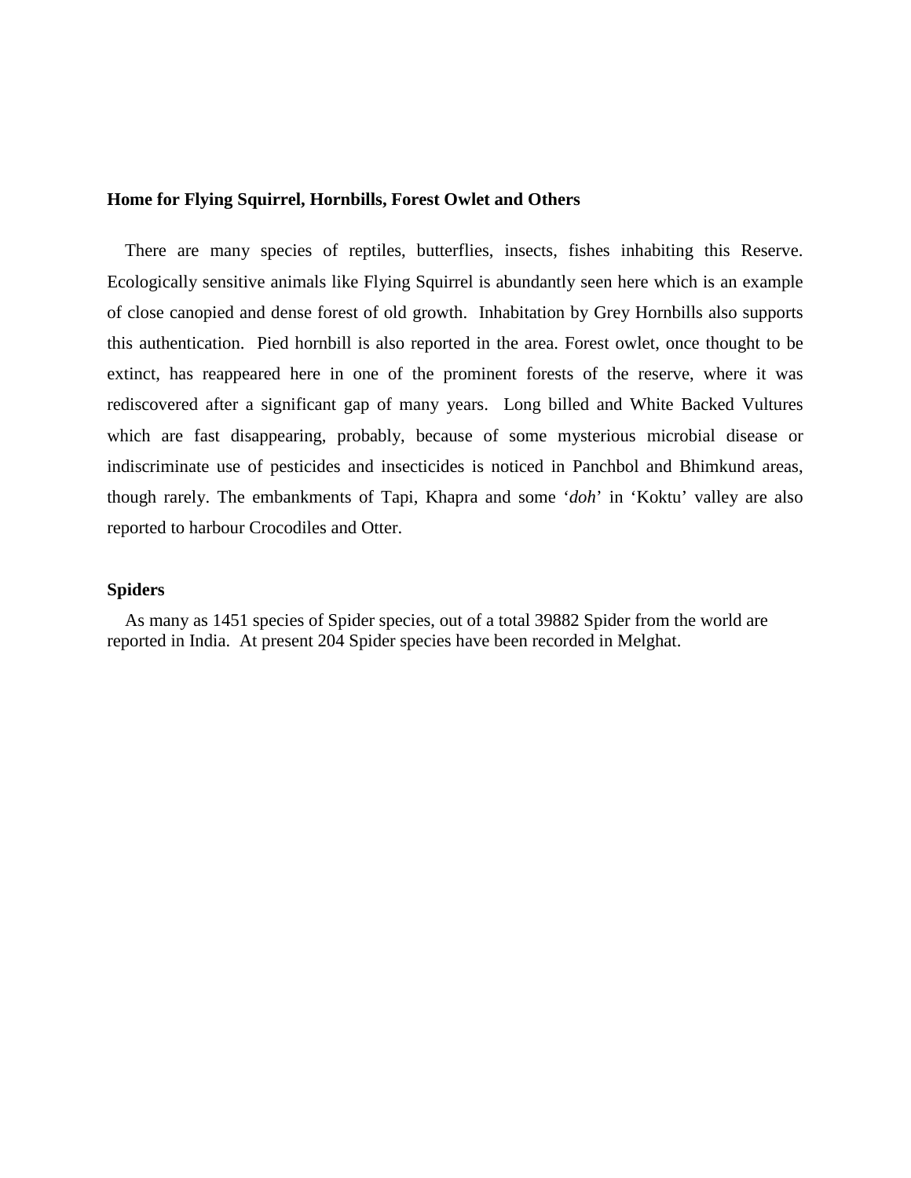**Home for Flying Squirrel, Hornbills, Forest Owlet and Others**

There are many species of reptiles, butterflies, insects, fishes inhabiting this Reserve. Ecologically sensitive animals like Flying Squirrel is abundantly seen here which is an example of close canopied and dense forest of old growth. Inhabitation by Grey Hornbills also supports this authentication. Pied hornbill is also reported in the area. Forest owlet, once thought to be extinct, has reappeared here in one of the prominent forests of the reserve, where it was rediscovered after a significant gap of many years. Long billed and White Backed Vultures which are fast disappearing, probably, because of some mysterious microbial disease or indiscriminate use of pesticides and insecticides is noticed in Panchbol and Bhimkund areas, though rarely. The embankments of Tapi, Khapra and some '*doh*' in 'Koktu' valley are also reported to harbour Crocodiles and Otter.

**Spiders**

As many as 1451 species of Spider species, out of a total 39882 Spider from the world are reported in India. At present 204 Spider species have been recorded in Melghat.